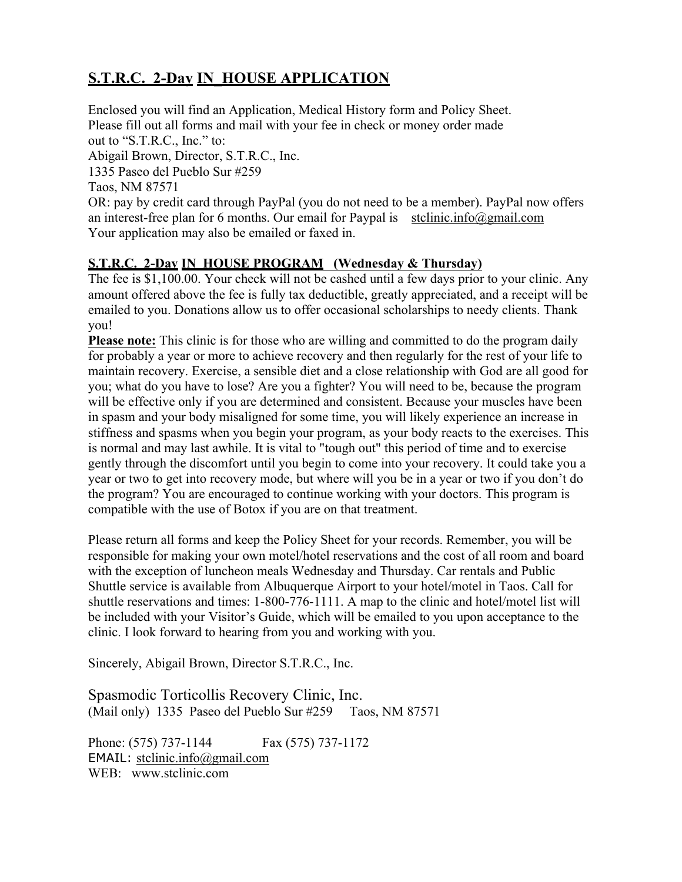## **S.T.R.C. 2-Day IN_HOUSE APPLICATION**

Enclosed you will find an Application, Medical History form and Policy Sheet.
Please fill out all forms and mail with your fee in check or money order made out to "S.T.R.C., Inc." to:
Abigail Brown, Director, S.T.R.C., Inc.
1335 Paseo del Pueblo Sur #259
Taos, NM 87571
OR: pay by credit card through PayPal (you do not need to be a member). PayPal now offers an interest-free plan for 6 months. Our email for Paypal is stclinic.info@gmail.com
Your application may also be emailed or faxed in.

### **S.T.R.C. 2-Day IN_HOUSE PROGRAM (Wednesday & Thursday)**

The fee is $1,100.00. Your check will not be cashed until a few days prior to your clinic. Any amount offered above the fee is fully tax deductible, greatly appreciated, and a receipt will be emailed to you. Donations allow us to offer occasional scholarships to needy clients. Thank you!

**Please note:** This clinic is for those who are willing and committed to do the program daily for probably a year or more to achieve recovery and then regularly for the rest of your life to maintain recovery. Exercise, a sensible diet and a close relationship with God are all good for you; what do you have to lose? Are you a fighter? You will need to be, because the program will be effective only if you are determined and consistent. Because your muscles have been in spasm and your body misaligned for some time, you will likely experience an increase in stiffness and spasms when you begin your program, as your body reacts to the exercises. This is normal and may last awhile. It is vital to "tough out" this period of time and to exercise gently through the discomfort until you begin to come into your recovery. It could take you a year or two to get into recovery mode, but where will you be in a year or two if you don't do the program? You are encouraged to continue working with your doctors. This program is compatible with the use of Botox if you are on that treatment.

Please return all forms and keep the Policy Sheet for your records. Remember, you will be responsible for making your own motel/hotel reservations and the cost of all room and board with the exception of luncheon meals Wednesday and Thursday. Car rentals and Public Shuttle service is available from Albuquerque Airport to your hotel/motel in Taos. Call for shuttle reservations and times: 1-800-776-1111. A map to the clinic and hotel/motel list will be included with your Visitor's Guide, which will be emailed to you upon acceptance to the clinic. I look forward to hearing from you and working with you.

Sincerely, Abigail Brown, Director S.T.R.C., Inc.

Spasmodic Torticollis Recovery Clinic, Inc.
(Mail only) 1335 Paseo del Pueblo Sur #259 Taos, NM 87571

Phone: (575) 737-1144 Fax (575) 737-1172
EMAIL: stclinic.info@gmail.com
WEB: www.stclinic.com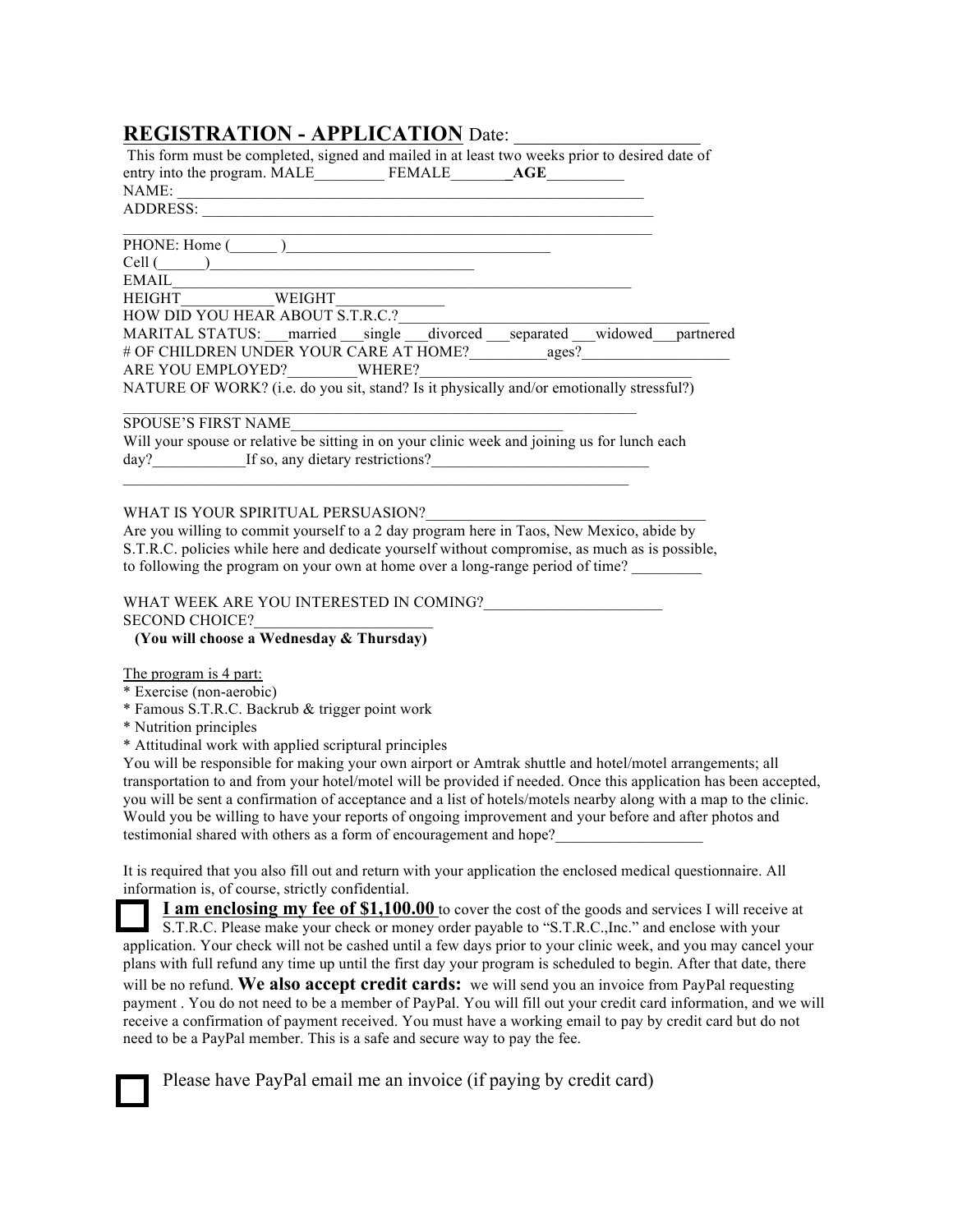# REGISTRATION - APPLICATION Date: ____________________

This form must be completed, signed and mailed in at least two weeks prior to desired date of entry into the program. MALE_________ FEMALE________**AGE**__________

NAME: ___________________________________________________________________

ADDRESS: ________________________________________________________________

_________________________________________________________________________

PHONE: Home (______ )__________________________________

Cell (______)__________________________________

EMAIL____________________________________________________________

HEIGHT____________WEIGHT______________

HOW DID YOU HEAR ABOUT S.T.R.C.?__________________________________________

MARITAL STATUS: ___married ___single ___divorced ___separated ___widowed___partnered

# OF CHILDREN UNDER YOUR CARE AT HOME?__________ages?___________________

ARE YOU EMPLOYED?_________WHERE?____________________________________

NATURE OF WORK? (i.e. do you sit, stand? Is it physically and/or emotionally stressful?)

_________________________________________________________________________

SPOUSE'S FIRST NAME__________________________________

Will your spouse or relative be sitting in on your clinic week and joining us for lunch each day?____________If so, any dietary restrictions?____________________________

_________________________________________________________________________

WHAT IS YOUR SPIRITUAL PERSUASION?_____________________________________

Are you willing to commit yourself to a 2 day program here in Taos, New Mexico, abide by S.T.R.C. policies while here and dedicate yourself without compromise, as much as is possible, to following the program on your own at home over a long-range period of time? _________

WHAT WEEK ARE YOU INTERESTED IN COMING?_______________________

SECOND CHOICE?_______________________

**(You will choose a Wednesday & Thursday)**

The program is 4 part:

* Exercise (non-aerobic)
* Famous S.T.R.C. Backrub & trigger point work
* Nutrition principles
* Attitudinal work with applied scriptural principles

You will be responsible for making your own airport or Amtrak shuttle and hotel/motel arrangements; all transportation to and from your hotel/motel will be provided if needed. Once this application has been accepted, you will be sent a confirmation of acceptance and a list of hotels/motels nearby along with a map to the clinic. Would you be willing to have your reports of ongoing improvement and your before and after photos and testimonial shared with others as a form of encouragement and hope?___________________

It is required that you also fill out and return with your application the enclosed medical questionnaire. All information is, of course, strictly confidential.

☐ **I am enclosing my fee of $1,100.00** to cover the cost of the goods and services I will receive at S.T.R.C. Please make your check or money order payable to "S.T.R.C.,Inc." and enclose with your application. Your check will not be cashed until a few days prior to your clinic week, and you may cancel your plans with full refund any time up until the first day your program is scheduled to begin. After that date, there will be no refund. **We also accept credit cards:** we will send you an invoice from PayPal requesting payment . You do not need to be a member of PayPal. You will fill out your credit card information, and we will receive a confirmation of payment received. You must have a working email to pay by credit card but do not need to be a PayPal member. This is a safe and secure way to pay the fee.

☐ Please have PayPal email me an invoice (if paying by credit card)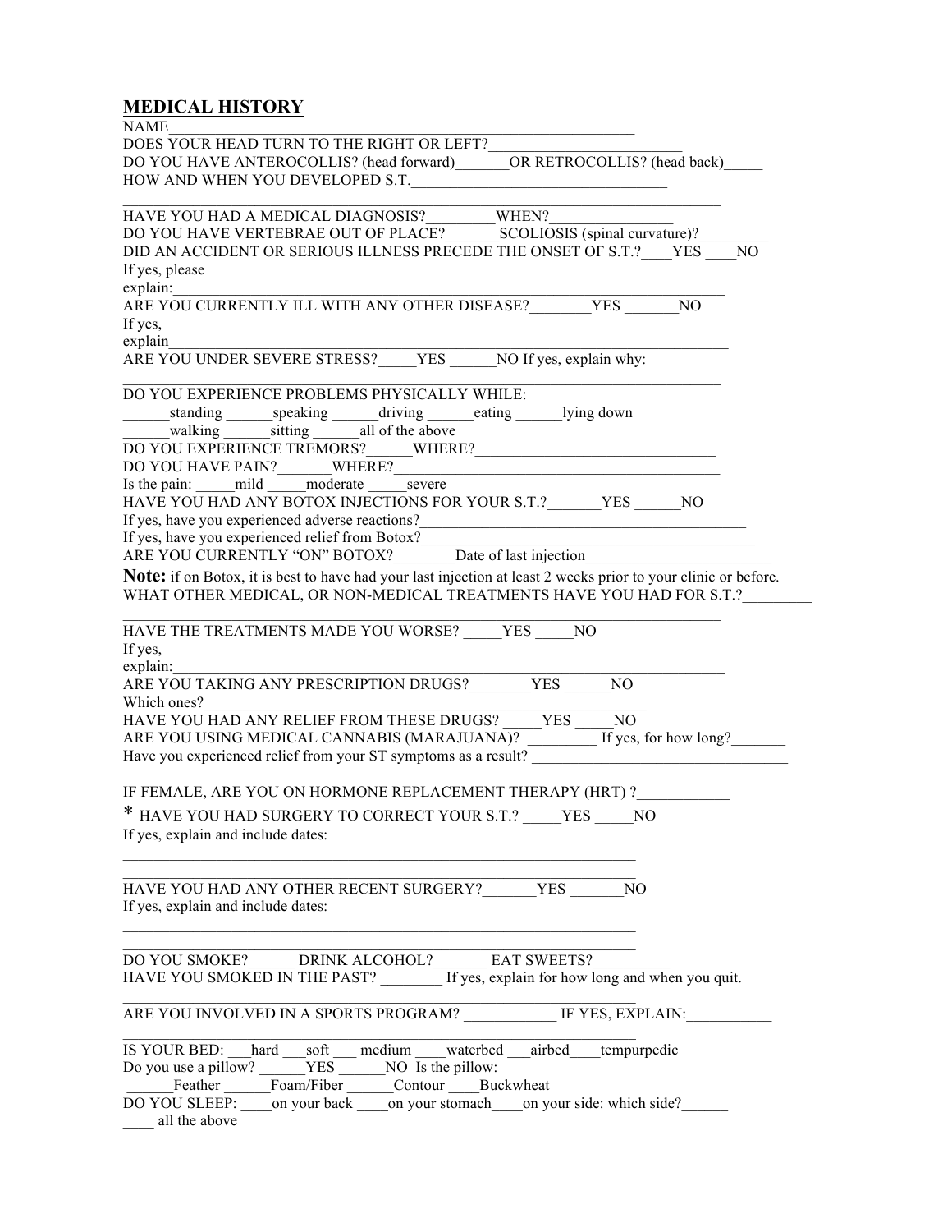## MEDICAL HISTORY

NAME_______________________________________________________________

DOES YOUR HEAD TURN TO THE RIGHT OR LEFT?_________________________

DO YOU HAVE ANTEROCOLLIS? (head forward)_______OR RETROCOLLIS? (head back)_____

HOW AND WHEN YOU DEVELOPED S.T.__________________________________

___________________________________________________________________

HAVE YOU HAD A MEDICAL DIAGNOSIS?_________WHEN?________________

DO YOU HAVE VERTEBRAE OUT OF PLACE?_______SCOLIOSIS (spinal curvature)?_________

DID AN ACCIDENT OR SERIOUS ILLNESS PRECEDE THE ONSET OF S.T.?____YES ____NO

If yes, please explain:_____________________________________________________

ARE YOU CURRENTLY ILL WITH ANY OTHER DISEASE?________YES _______NO

If yes, explain______________________________________________________

ARE YOU UNDER SEVERE STRESS?_____YES ______NO If yes, explain why:

___________________________________________________________________

DO YOU EXPERIENCE PROBLEMS PHYSICALLY WHILE:

______standing ______speaking ______driving ______eating ______lying down

______walking ______sitting ______all of the above

DO YOU EXPERIENCE TREMORS?______WHERE?_______________________________

DO YOU HAVE PAIN?_______WHERE?___________________________________________

Is the pain: _____mild _____moderate _____severe

HAVE YOU HAD ANY BOTOX INJECTIONS FOR YOUR S.T.?_______YES ______NO

If yes, have you experienced adverse reactions?__________________________________________

If yes, have you experienced relief from Botox?__________________________________________

ARE YOU CURRENTLY "ON" BOTOX?________Date of last injection________________________

**Note:** if on Botox, it is best to have had your last injection at least 2 weeks prior to your clinic or before.

WHAT OTHER MEDICAL, OR NON-MEDICAL TREATMENTS HAVE YOU HAD FOR S.T.?_________

___________________________________________________________________

HAVE THE TREATMENTS MADE YOU WORSE? _____YES _____NO

If yes, explain:_____________________________________________________

ARE YOU TAKING ANY PRESCRIPTION DRUGS?________YES ______NO

Which ones?_________________________________________________

HAVE YOU HAD ANY RELIEF FROM THESE DRUGS? _____YES _____NO

ARE YOU USING MEDICAL CANNABIS (MARAJUANA)? _________ If yes, for how long?_______

Have you experienced relief from your ST symptoms as a result? _________________________________

IF FEMALE, ARE YOU ON HORMONE REPLACEMENT THERAPY (HRT) ?___________

* HAVE YOU HAD SURGERY TO CORRECT YOUR S.T.? _____YES _____NO

If yes, explain and include dates:

___________________________________________________________________

___________________________________________________________________

HAVE YOU HAD ANY OTHER RECENT SURGERY?_______YES _______NO

If yes, explain and include dates:

___________________________________________________________________

___________________________________________________________________

DO YOU SMOKE?______ DRINK ALCOHOL?_______ EAT SWEETS?_________

HAVE YOU SMOKED IN THE PAST? ________ If yes, explain for how long and when you quit.

___________________________________________________________________

ARE YOU INVOLVED IN A SPORTS PROGRAM? ____________ IF YES, EXPLAIN:___________

___________________________________________________________________

IS YOUR BED: ___hard ___soft ___ medium ____waterbed ___airbed____tempurpedic

Do you use a pillow? ______YES ______NO Is the pillow:

______Feather ______Foam/Fiber ______Contour ____Buckwheat

DO YOU SLEEP: ____on your back ____on your stomach____on your side: which side?______

____ all the above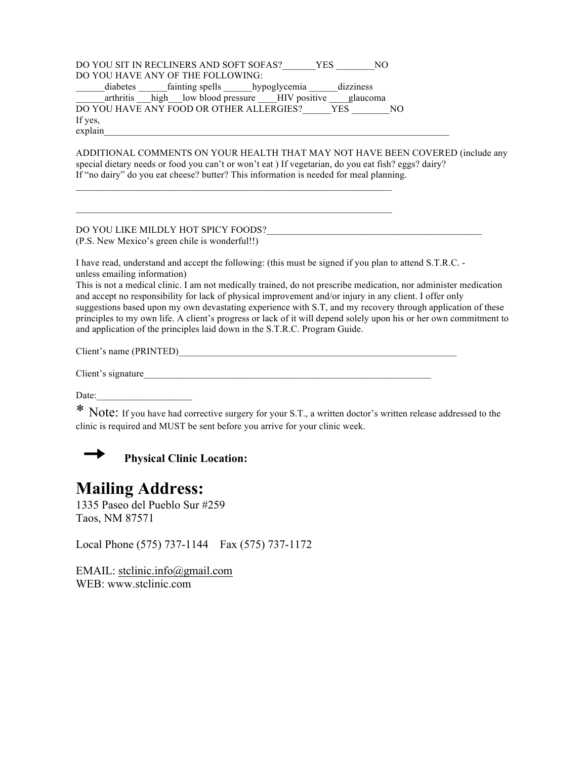DO YOU SIT IN RECLINERS AND SOFT SOFAS?_______YES ________NO

DO YOU HAVE ANY OF THE FOLLOWING:

______diabetes ______fainting spells ______hypoglycemia ______dizziness

______arthritis ___high___low blood pressure ____HIV positive ____glaucoma

DO YOU HAVE ANY FOOD OR OTHER ALLERGIES?______YES ________NO

If yes,
explain_____________________________________________________________________________

ADDITIONAL COMMENTS ON YOUR HEALTH THAT MAY NOT HAVE BEEN COVERED (include any special dietary needs or food you can't or won't eat ) If vegetarian, do you eat fish? eggs? dairy? If "no dairy" do you eat cheese? butter? This information is needed for meal planning.

_______________________________________________________________________

_______________________________________________________________________

DO YOU LIKE MILDLY HOT SPICY FOODS?________________________________________________

(P.S. New Mexico's green chile is wonderful!!)

I have read, understand and accept the following: (this must be signed if you plan to attend S.T.R.C. - unless emailing information)

This is not a medical clinic. I am not medically trained, do not prescribe medication, nor administer medication and accept no responsibility for lack of physical improvement and/or injury in any client. I offer only suggestions based upon my own devastating experience with S.T, and my recovery through application of these principles to my own life. A client's progress or lack of it will depend solely upon his or her own commitment to and application of the principles laid down in the S.T.R.C. Program Guide.

Client's name (PRINTED)_______________________________________________________________

Client's signature_________________________________________________________________

Date:____________________

\* Note: If you have had corrective surgery for your S.T., a written doctor's written release addressed to the clinic is required and MUST be sent before you arrive for your clinic week.

→ **Physical Clinic Location:**

# Mailing Address:

1335 Paseo del Pueblo Sur #259
Taos, NM 87571

Local Phone (575) 737-1144 Fax (575) 737-1172

EMAIL: stclinic.info@gmail.com
WEB: www.stclinic.com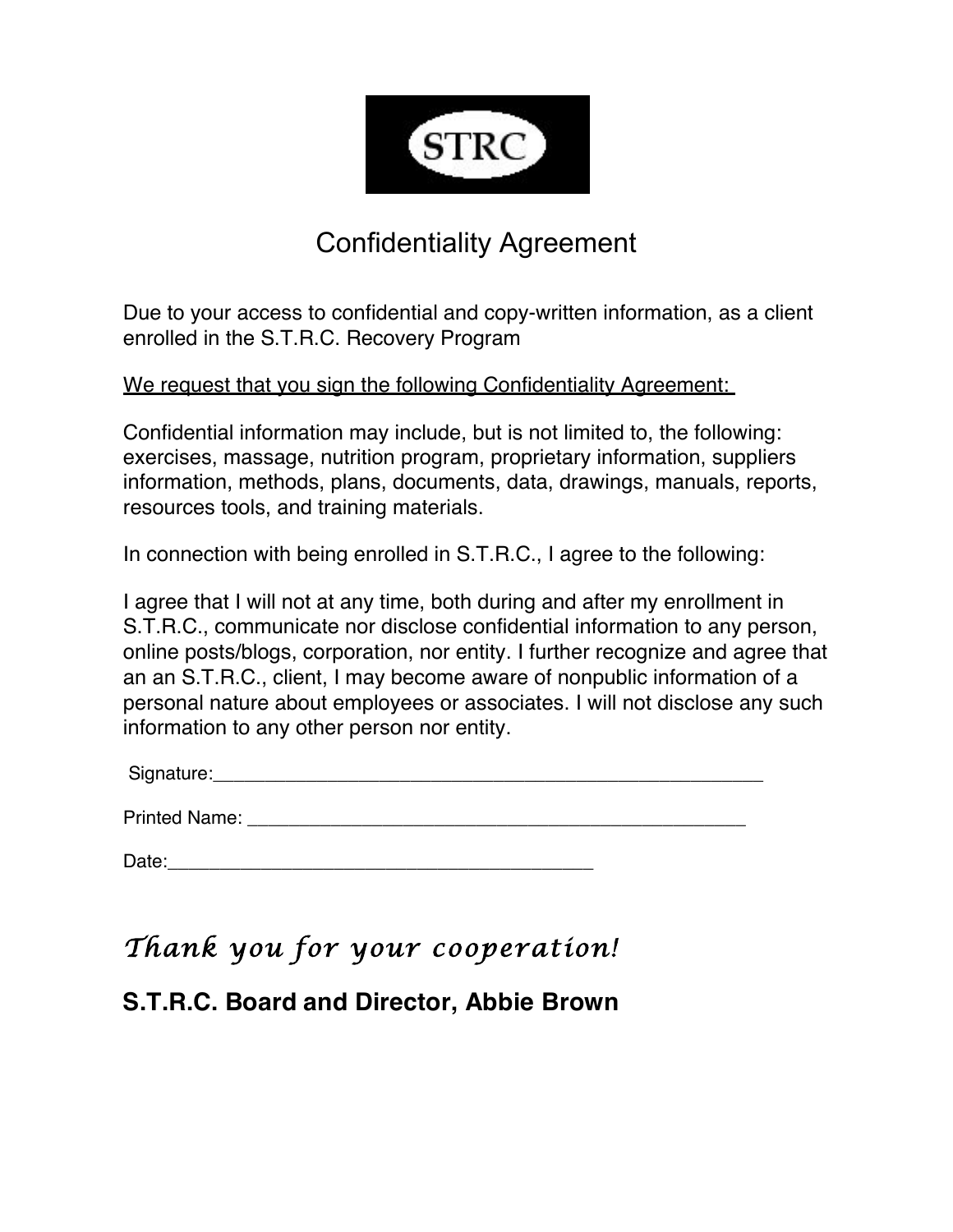STRC

# Confidentiality Agreement

Due to your access to confidential and copy-written information, as a client enrolled in the S.T.R.C. Recovery Program

<u>We request that you sign the following Confidentiality Agreement:</u>

Confidential information may include, but is not limited to, the following: exercises, massage, nutrition program, proprietary information, suppliers information, methods, plans, documents, data, drawings, manuals, reports, resources tools, and training materials.

In connection with being enrolled in S.T.R.C., I agree to the following:

I agree that I will not at any time, both during and after my enrollment in S.T.R.C., communicate nor disclose confidential information to any person, online posts/blogs, corporation, nor entity. I further recognize and agree that an an S.T.R.C., client, I may become aware of nonpublic information of a personal nature about employees or associates. I will not disclose any such information to any other person nor entity.

Signature:_______________________________________________________

Printed Name: ___________________________________________________

Date:_________________________________________

*Thank you for your cooperation!*

**S.T.R.C. Board and Director, Abbie Brown**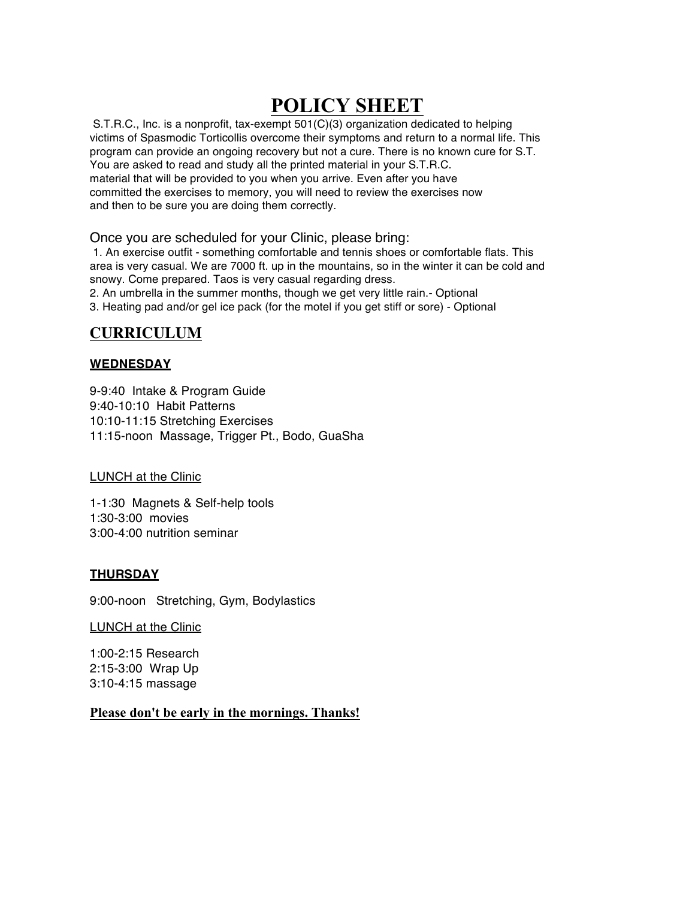# POLICY SHEET

S.T.R.C., Inc. is a nonprofit, tax-exempt 501(C)(3) organization dedicated to helping victims of Spasmodic Torticollis overcome their symptoms and return to a normal life. This program can provide an ongoing recovery but not a cure. There is no known cure for S.T. You are asked to read and study all the printed material in your S.T.R.C. material that will be provided to you when you arrive. Even after you have committed the exercises to memory, you will need to review the exercises now and then to be sure you are doing them correctly.

Once you are scheduled for your Clinic, please bring:

1. An exercise outfit - something comfortable and tennis shoes or comfortable flats. This area is very casual. We are 7000 ft. up in the mountains, so in the winter it can be cold and snowy. Come prepared. Taos is very casual regarding dress.
2. An umbrella in the summer months, though we get very little rain.- Optional
3. Heating pad and/or gel ice pack (for the motel if you get stiff or sore) - Optional

## CURRICULUM

### WEDNESDAY

9-9:40 Intake & Program Guide
9:40-10:10 Habit Patterns
10:10-11:15 Stretching Exercises
11:15-noon Massage, Trigger Pt., Bodo, GuaSha

LUNCH at the Clinic

1-1:30 Magnets & Self-help tools
1:30-3:00 movies
3:00-4:00 nutrition seminar

### THURSDAY

9:00-noon Stretching, Gym, Bodylastics

LUNCH at the Clinic

1:00-2:15 Research
2:15-3:00 Wrap Up
3:10-4:15 massage

**Please don't be early in the mornings. Thanks!**